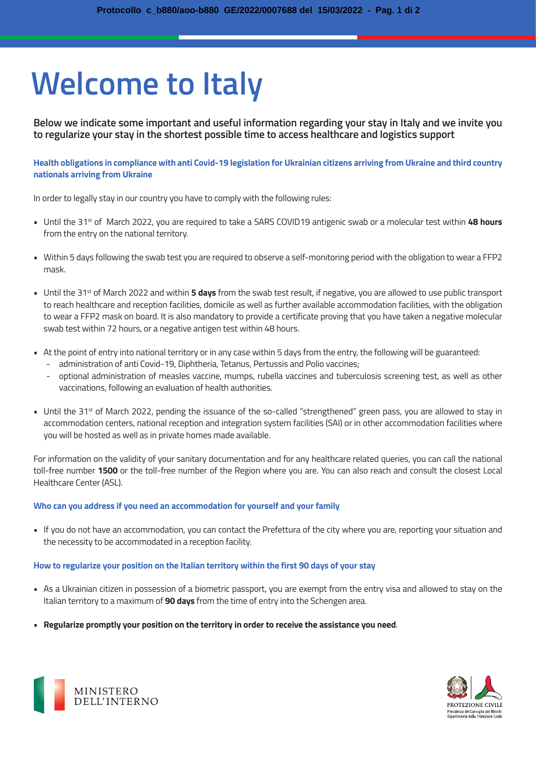# Welcome to Italy

**Below we indicate some important and useful information regarding your stay in Italy and we invite you to regularize your stay in the shortest possible time to access healthcare and logistics support**

### Health obligations in compliance with anti Covid-19 legislation for Ukrainian citizens arriving from Ukraine and third country nationals arriving from Ukraine

In order to legally stay in our country you have to comply with the following rules:

- Until the 31st of March 2022, you are required to take a SARS COVID19 antigenic swab or a molecular test within **48 hours** from the entry on the national territory.
- Within 5 days following the swab test you are required to observe a self-monitoring period with the obligation to wear a FFP2 mask.
- Until the 31st of March 2022 and within **5 days** from the swab test result, if negative, you are allowed to use public transport to reach healthcare and reception facilities, domicile as well as further available accommodation facilities, with the obligation to wear a FFP2 mask on board. It is also mandatory to provide a certificate proving that you have taken a negative molecular swab test within 72 hours, or a negative antigen test within 48 hours.
- At the point of entry into national territory or in any case within 5 days from the entry, the following will be guaranteed:
  - administration of anti Covid-19, Diphtheria, Tetanus, Pertussis and Polio vaccines;
  - optional administration of measles vaccine, mumps, rubella vaccines and tuberculosis screening test, as well as other vaccinations, following an evaluation of health authorities.
- Until the 31st of March 2022, pending the issuance of the so-called "strengthened" green pass, you are allowed to stay in accommodation centers, national reception and integration system facilities (SAI) or in other accommodation facilities where you will be hosted as well as in private homes made available.

For information on the validity of your sanitary documentation and for any healthcare related queries, you can call the national toll-free number **1500** or the toll-free number of the Region where you are. You can also reach and consult the closest Local Healthcare Center (ASL).

### Who can you address if you need an accommodation for yourself and your family

- If you do not have an accommodation, you can contact the Prefettura of the city where you are, reporting your situation and the necessity to be accommodated in a reception facility.

### How to regularize your position on the Italian territory within the first 90 days of your stay

- As a Ukrainian citizen in possession of a biometric passport, you are exempt from the entry visa and allowed to stay on the Italian territory to a maximum of **90 days** from the time of entry into the Schengen area.
- **Regularize promptly your position on the territory in order to receive the assistance you need**.

MINISTERO DELL'INTERNO

PROTEZIONE CIVILE
Presidenza del Consiglio dei Ministri
Dipartimento della Protezione Civile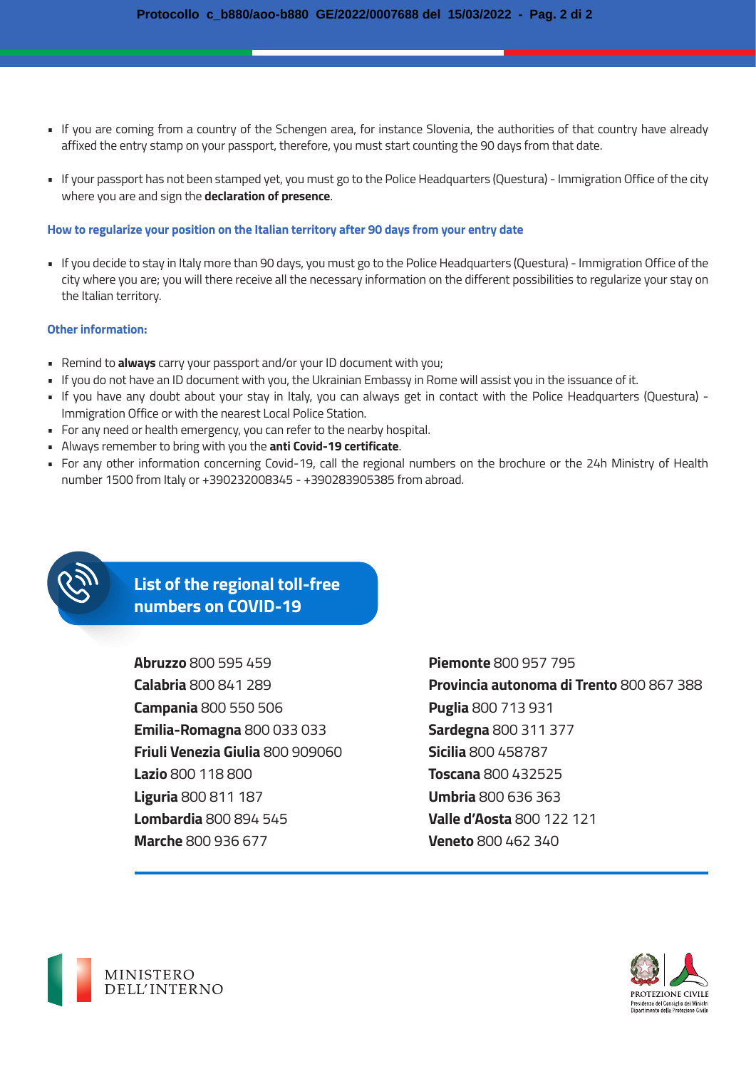- If you are coming from a country of the Schengen area, for instance Slovenia, the authorities of that country have already affixed the entry stamp on your passport, therefore, you must start counting the 90 days from that date.
- If your passport has not been stamped yet, you must go to the Police Headquarters (Questura) - Immigration Office of the city where you are and sign the **declaration of presence**.

### How to regularize your position on the Italian territory after 90 days from your entry date

- If you decide to stay in Italy more than 90 days, you must go to the Police Headquarters (Questura) - Immigration Office of the city where you are; you will there receive all the necessary information on the different possibilities to regularize your stay on the Italian territory.

### Other information:

- Remind to **always** carry your passport and/or your ID document with you;
- If you do not have an ID document with you, the Ukrainian Embassy in Rome will assist you in the issuance of it.
- If you have any doubt about your stay in Italy, you can always get in contact with the Police Headquarters (Questura) - Immigration Office or with the nearest Local Police Station.
- For any need or health emergency, you can refer to the nearby hospital.
- Always remember to bring with you the **anti Covid-19 certificate**.
- For any other information concerning Covid-19, call the regional numbers on the brochure or the 24h Ministry of Health number 1500 from Italy or +390232008345 - +390283905385 from abroad.

## List of the regional toll-free numbers on COVID-19

**Abruzzo** 800 595 459
**Calabria** 800 841 289
**Campania** 800 550 506
**Emilia-Romagna** 800 033 033
**Friuli Venezia Giulia** 800 909060
**Lazio** 800 118 800
**Liguria** 800 811 187
**Lombardia** 800 894 545
**Marche** 800 936 677
**Piemonte** 800 957 795
**Provincia autonoma di Trento** 800 867 388
**Puglia** 800 713 931
**Sardegna** 800 311 377
**Sicilia** 800 458787
**Toscana** 800 432525
**Umbria** 800 636 363
**Valle d'Aosta** 800 122 121
**Veneto** 800 462 340

MINISTERO DELL'INTERNO

PROTEZIONE CIVILE
Presidenza del Consiglio dei Ministri
Dipartimento della Protezione Civile